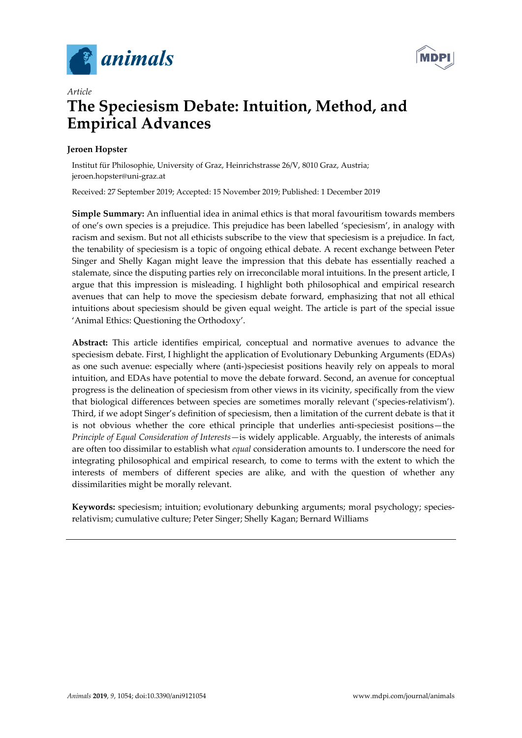*Article*

# The Speciesism Debate: Intuition, Method, and Empirical Advances

**Jeroen Hopster**

Institut für Philosophie, University of Graz, Heinrichstrasse 26/V, 8010 Graz, Austria; jeroen.hopster@uni-graz.at

Received: 27 September 2019; Accepted: 15 November 2019; Published: 1 December 2019

**Simple Summary:** An influential idea in animal ethics is that moral favouritism towards members of one's own species is a prejudice. This prejudice has been labelled 'speciesism', in analogy with racism and sexism. But not all ethicists subscribe to the view that speciesism is a prejudice. In fact, the tenability of speciesism is a topic of ongoing ethical debate. A recent exchange between Peter Singer and Shelly Kagan might leave the impression that this debate has essentially reached a stalemate, since the disputing parties rely on irreconcilable moral intuitions. In the present article, I argue that this impression is misleading. I highlight both philosophical and empirical research avenues that can help to move the speciesism debate forward, emphasizing that not all ethical intuitions about speciesism should be given equal weight. The article is part of the special issue 'Animal Ethics: Questioning the Orthodoxy'.

**Abstract:** This article identifies empirical, conceptual and normative avenues to advance the speciesism debate. First, I highlight the application of Evolutionary Debunking Arguments (EDAs) as one such avenue: especially where (anti-)speciesist positions heavily rely on appeals to moral intuition, and EDAs have potential to move the debate forward. Second, an avenue for conceptual progress is the delineation of speciesism from other views in its vicinity, specifically from the view that biological differences between species are sometimes morally relevant ('species-relativism'). Third, if we adopt Singer's definition of speciesism, then a limitation of the current debate is that it is not obvious whether the core ethical principle that underlies anti-speciesist positions—the *Principle of Equal Consideration of Interests*—is widely applicable. Arguably, the interests of animals are often too dissimilar to establish what *equal* consideration amounts to. I underscore the need for integrating philosophical and empirical research, to come to terms with the extent to which the interests of members of different species are alike, and with the question of whether any dissimilarities might be morally relevant.

**Keywords:** speciesism; intuition; evolutionary debunking arguments; moral psychology; species-relativism; cumulative culture; Peter Singer; Shelly Kagan; Bernard Williams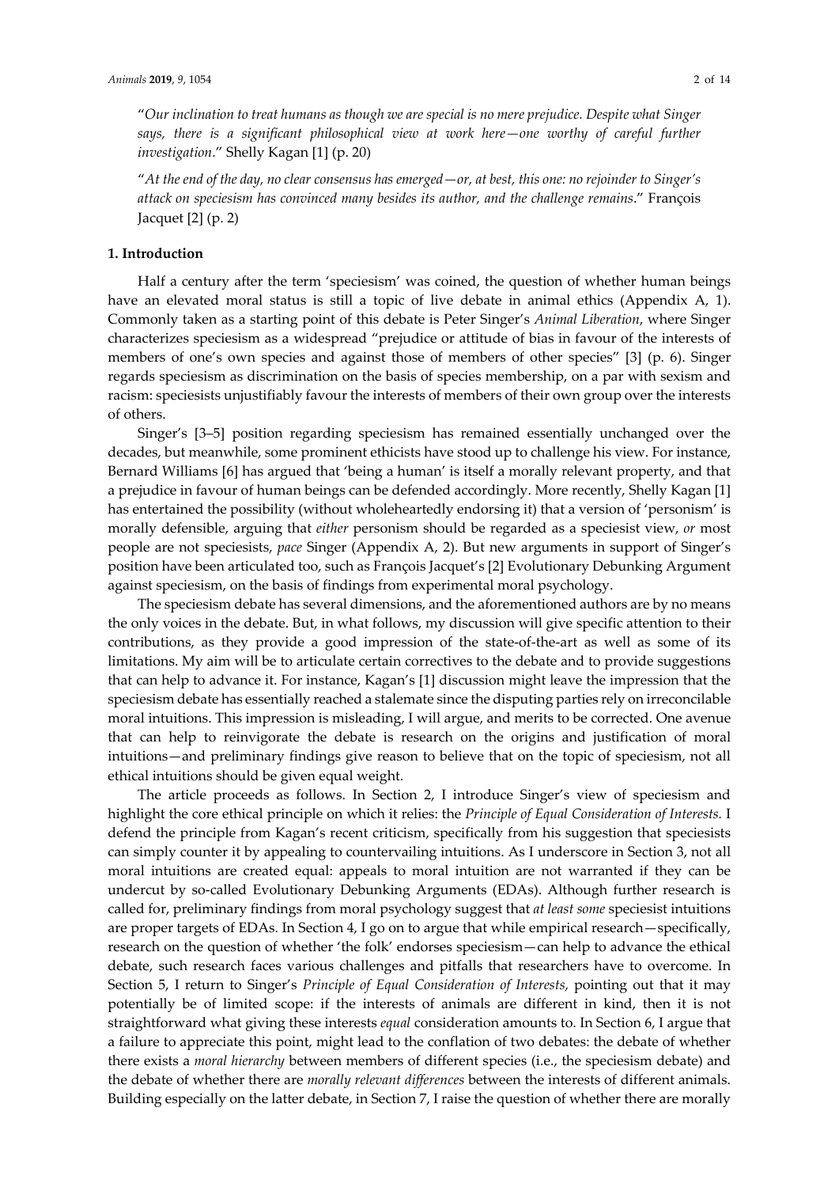"*Our inclination to treat humans as though we are special is no mere prejudice. Despite what Singer says, there is a significant philosophical view at work here—one worthy of careful further investigation*." Shelly Kagan [1] (p. 20)

"*At the end of the day, no clear consensus has emerged—or, at best, this one: no rejoinder to Singer's attack on speciesism has convinced many besides its author, and the challenge remains*." François Jacquet [2] (p. 2)

## 1. Introduction

Half a century after the term 'speciesism' was coined, the question of whether human beings have an elevated moral status is still a topic of live debate in animal ethics (Appendix A, 1). Commonly taken as a starting point of this debate is Peter Singer's *Animal Liberation*, where Singer characterizes speciesism as a widespread "prejudice or attitude of bias in favour of the interests of members of one's own species and against those of members of other species" [3] (p. 6). Singer regards speciesism as discrimination on the basis of species membership, on a par with sexism and racism: speciesists unjustifiably favour the interests of members of their own group over the interests of others.

Singer's [3–5] position regarding speciesism has remained essentially unchanged over the decades, but meanwhile, some prominent ethicists have stood up to challenge his view. For instance, Bernard Williams [6] has argued that 'being a human' is itself a morally relevant property, and that a prejudice in favour of human beings can be defended accordingly. More recently, Shelly Kagan [1] has entertained the possibility (without wholeheartedly endorsing it) that a version of 'personism' is morally defensible, arguing that *either* personism should be regarded as a speciesist view, *or* most people are not speciesists, *pace* Singer (Appendix A, 2). But new arguments in support of Singer's position have been articulated too, such as François Jacquet's [2] Evolutionary Debunking Argument against speciesism, on the basis of findings from experimental moral psychology.

The speciesism debate has several dimensions, and the aforementioned authors are by no means the only voices in the debate. But, in what follows, my discussion will give specific attention to their contributions, as they provide a good impression of the state-of-the-art as well as some of its limitations. My aim will be to articulate certain correctives to the debate and to provide suggestions that can help to advance it. For instance, Kagan's [1] discussion might leave the impression that the speciesism debate has essentially reached a stalemate since the disputing parties rely on irreconcilable moral intuitions. This impression is misleading, I will argue, and merits to be corrected. One avenue that can help to reinvigorate the debate is research on the origins and justification of moral intuitions—and preliminary findings give reason to believe that on the topic of speciesism, not all ethical intuitions should be given equal weight.

The article proceeds as follows. In Section 2, I introduce Singer's view of speciesism and highlight the core ethical principle on which it relies: the *Principle of Equal Consideration of Interests.* I defend the principle from Kagan's recent criticism, specifically from his suggestion that speciesists can simply counter it by appealing to countervailing intuitions. As I underscore in Section 3, not all moral intuitions are created equal: appeals to moral intuition are not warranted if they can be undercut by so-called Evolutionary Debunking Arguments (EDAs). Although further research is called for, preliminary findings from moral psychology suggest that *at least some* speciesist intuitions are proper targets of EDAs. In Section 4, I go on to argue that while empirical research—specifically, research on the question of whether 'the folk' endorses speciesism—can help to advance the ethical debate, such research faces various challenges and pitfalls that researchers have to overcome. In Section 5, I return to Singer's *Principle of Equal Consideration of Interests*, pointing out that it may potentially be of limited scope: if the interests of animals are different in kind, then it is not straightforward what giving these interests *equal* consideration amounts to. In Section 6, I argue that a failure to appreciate this point, might lead to the conflation of two debates: the debate of whether there exists a *moral hierarchy* between members of different species (i.e., the speciesism debate) and the debate of whether there are *morally relevant differences* between the interests of different animals. Building especially on the latter debate, in Section 7, I raise the question of whether there are morally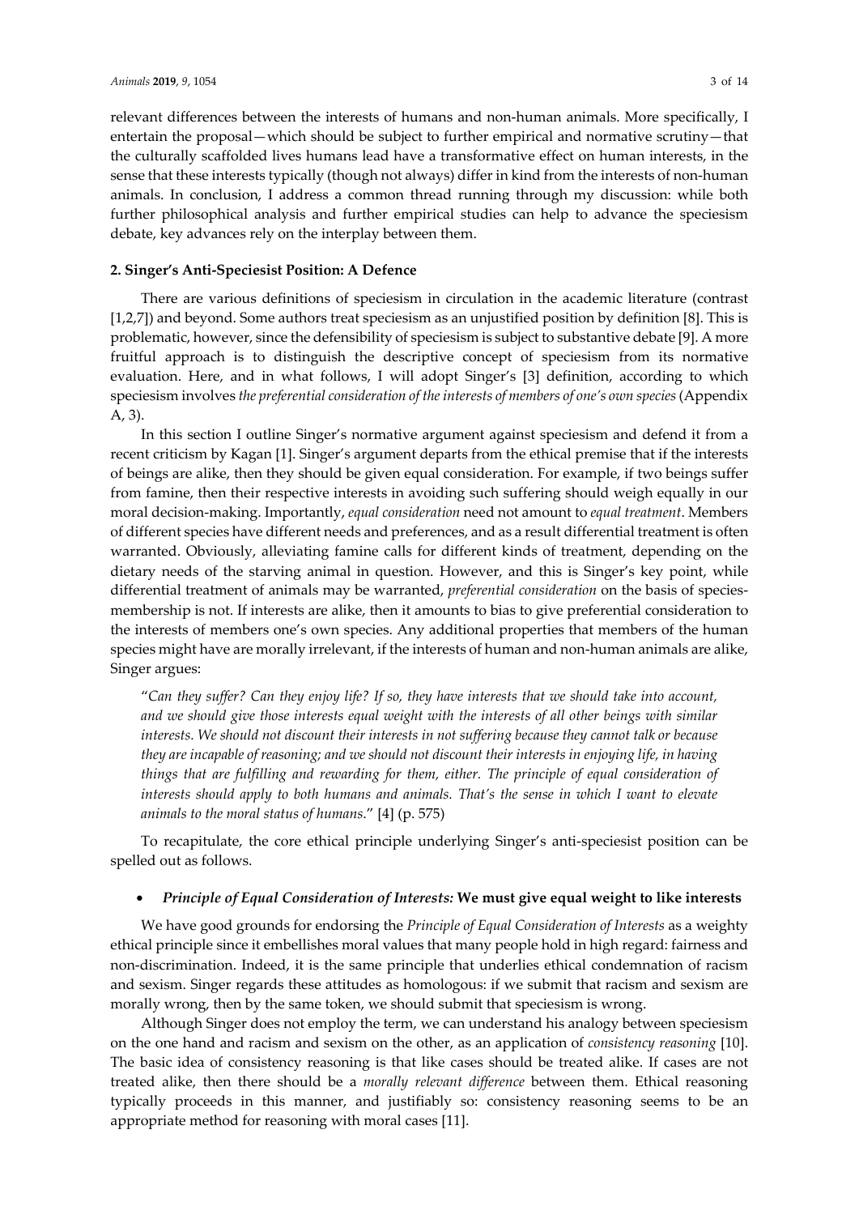relevant differences between the interests of humans and non-human animals. More specifically, I entertain the proposal—which should be subject to further empirical and normative scrutiny—that the culturally scaffolded lives humans lead have a transformative effect on human interests, in the sense that these interests typically (though not always) differ in kind from the interests of non-human animals. In conclusion, I address a common thread running through my discussion: while both further philosophical analysis and further empirical studies can help to advance the speciesism debate, key advances rely on the interplay between them.

## 2. Singer's Anti-Speciesist Position: A Defence

There are various definitions of speciesism in circulation in the academic literature (contrast [1,2,7]) and beyond. Some authors treat speciesism as an unjustified position by definition [8]. This is problematic, however, since the defensibility of speciesism is subject to substantive debate [9]. A more fruitful approach is to distinguish the descriptive concept of speciesism from its normative evaluation. Here, and in what follows, I will adopt Singer's [3] definition, according to which speciesism involves *the preferential consideration of the interests of members of one's own species* (Appendix A, 3).

In this section I outline Singer's normative argument against speciesism and defend it from a recent criticism by Kagan [1]. Singer's argument departs from the ethical premise that if the interests of beings are alike, then they should be given equal consideration. For example, if two beings suffer from famine, then their respective interests in avoiding such suffering should weigh equally in our moral decision-making. Importantly, *equal consideration* need not amount to *equal treatment*. Members of different species have different needs and preferences, and as a result differential treatment is often warranted. Obviously, alleviating famine calls for different kinds of treatment, depending on the dietary needs of the starving animal in question. However, and this is Singer's key point, while differential treatment of animals may be warranted, *preferential consideration* on the basis of species-membership is not. If interests are alike, then it amounts to bias to give preferential consideration to the interests of members one's own species. Any additional properties that members of the human species might have are morally irrelevant, if the interests of human and non-human animals are alike, Singer argues:

> "*Can they suffer? Can they enjoy life? If so, they have interests that we should take into account, and we should give those interests equal weight with the interests of all other beings with similar interests. We should not discount their interests in not suffering because they cannot talk or because they are incapable of reasoning; and we should not discount their interests in enjoying life, in having things that are fulfilling and rewarding for them, either. The principle of equal consideration of interests should apply to both humans and animals. That's the sense in which I want to elevate animals to the moral status of humans.*" [4] (p. 575)

To recapitulate, the core ethical principle underlying Singer's anti-speciesist position can be spelled out as follows.

- ***Principle of Equal Consideration of Interests:* We must give equal weight to like interests**

We have good grounds for endorsing the *Principle of Equal Consideration of Interests* as a weighty ethical principle since it embellishes moral values that many people hold in high regard: fairness and non-discrimination. Indeed, it is the same principle that underlies ethical condemnation of racism and sexism. Singer regards these attitudes as homologous: if we submit that racism and sexism are morally wrong, then by the same token, we should submit that speciesism is wrong.

Although Singer does not employ the term, we can understand his analogy between speciesism on the one hand and racism and sexism on the other, as an application of *consistency reasoning* [10]. The basic idea of consistency reasoning is that like cases should be treated alike. If cases are not treated alike, then there should be a *morally relevant difference* between them. Ethical reasoning typically proceeds in this manner, and justifiably so: consistency reasoning seems to be an appropriate method for reasoning with moral cases [11].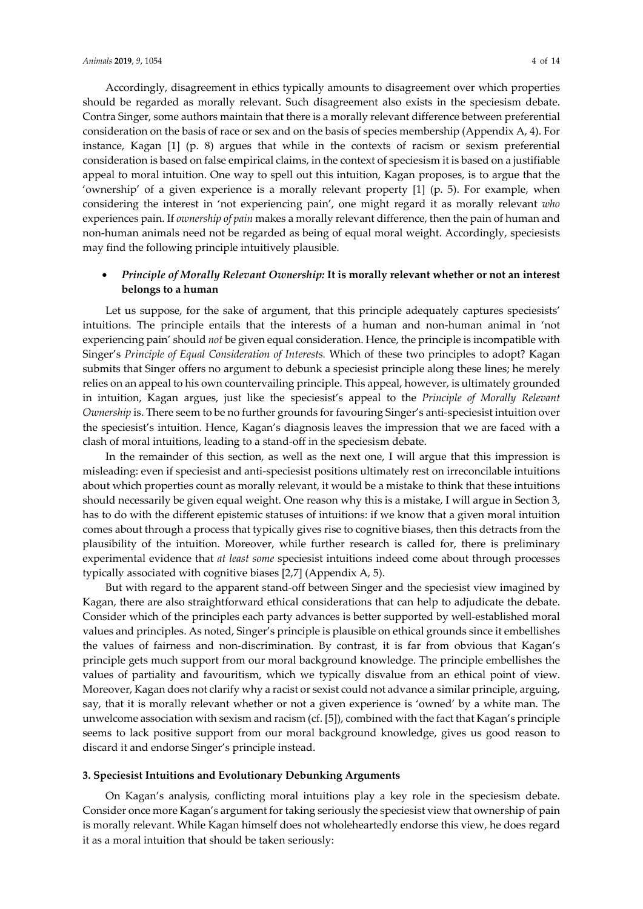Accordingly, disagreement in ethics typically amounts to disagreement over which properties should be regarded as morally relevant. Such disagreement also exists in the speciesism debate. Contra Singer, some authors maintain that there is a morally relevant difference between preferential consideration on the basis of race or sex and on the basis of species membership (Appendix A, 4). For instance, Kagan [1] (p. 8) argues that while in the contexts of racism or sexism preferential consideration is based on false empirical claims, in the context of speciesism it is based on a justifiable appeal to moral intuition. One way to spell out this intuition, Kagan proposes, is to argue that the 'ownership' of a given experience is a morally relevant property [1] (p. 5). For example, when considering the interest in 'not experiencing pain', one might regard it as morally relevant *who* experiences pain. If *ownership of pain* makes a morally relevant difference, then the pain of human and non-human animals need not be regarded as being of equal moral weight. Accordingly, speciesists may find the following principle intuitively plausible.

- ***Principle of Morally Relevant Ownership:* It is morally relevant whether or not an interest belongs to a human**

Let us suppose, for the sake of argument, that this principle adequately captures speciesists' intuitions. The principle entails that the interests of a human and non-human animal in 'not experiencing pain' should *not* be given equal consideration. Hence, the principle is incompatible with Singer's *Principle of Equal Consideration of Interests.* Which of these two principles to adopt? Kagan submits that Singer offers no argument to debunk a speciesist principle along these lines; he merely relies on an appeal to his own countervailing principle. This appeal, however, is ultimately grounded in intuition, Kagan argues, just like the speciesist's appeal to the *Principle of Morally Relevant Ownership* is. There seem to be no further grounds for favouring Singer's anti-speciesist intuition over the speciesist's intuition. Hence, Kagan's diagnosis leaves the impression that we are faced with a clash of moral intuitions, leading to a stand-off in the speciesism debate.

In the remainder of this section, as well as the next one, I will argue that this impression is misleading: even if speciesist and anti-speciesist positions ultimately rest on irreconcilable intuitions about which properties count as morally relevant, it would be a mistake to think that these intuitions should necessarily be given equal weight. One reason why this is a mistake, I will argue in Section 3, has to do with the different epistemic statuses of intuitions: if we know that a given moral intuition comes about through a process that typically gives rise to cognitive biases, then this detracts from the plausibility of the intuition. Moreover, while further research is called for, there is preliminary experimental evidence that *at least some* speciesist intuitions indeed come about through processes typically associated with cognitive biases [2,7] (Appendix A, 5).

But with regard to the apparent stand-off between Singer and the speciesist view imagined by Kagan, there are also straightforward ethical considerations that can help to adjudicate the debate. Consider which of the principles each party advances is better supported by well-established moral values and principles. As noted, Singer's principle is plausible on ethical grounds since it embellishes the values of fairness and non-discrimination. By contrast, it is far from obvious that Kagan's principle gets much support from our moral background knowledge. The principle embellishes the values of partiality and favouritism, which we typically disvalue from an ethical point of view. Moreover, Kagan does not clarify why a racist or sexist could not advance a similar principle, arguing, say, that it is morally relevant whether or not a given experience is 'owned' by a white man. The unwelcome association with sexism and racism (cf. [5]), combined with the fact that Kagan's principle seems to lack positive support from our moral background knowledge, gives us good reason to discard it and endorse Singer's principle instead.

## 3. Speciesist Intuitions and Evolutionary Debunking Arguments

On Kagan's analysis, conflicting moral intuitions play a key role in the speciesism debate. Consider once more Kagan's argument for taking seriously the speciesist view that ownership of pain is morally relevant. While Kagan himself does not wholeheartedly endorse this view, he does regard it as a moral intuition that should be taken seriously: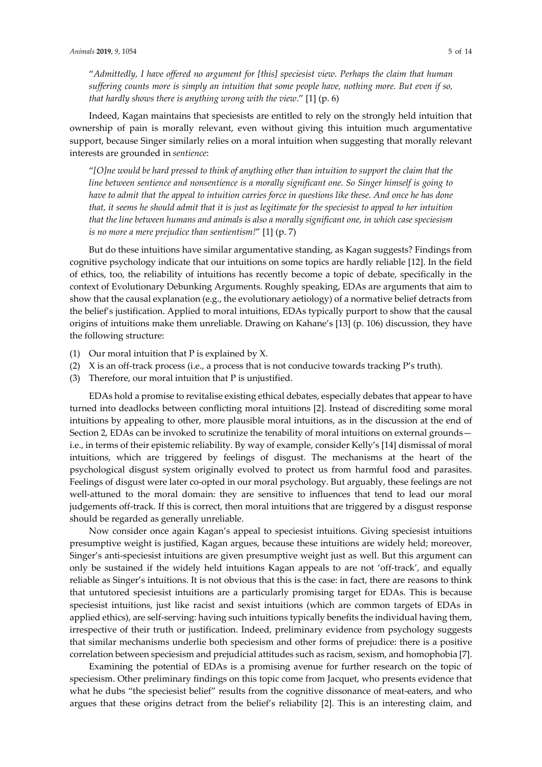"*Admittedly, I have offered no argument for [this] speciesist view. Perhaps the claim that human suffering counts more is simply an intuition that some people have, nothing more. But even if so, that hardly shows there is anything wrong with the view*." [1] (p. 6)

Indeed, Kagan maintains that speciesists are entitled to rely on the strongly held intuition that ownership of pain is morally relevant, even without giving this intuition much argumentative support, because Singer similarly relies on a moral intuition when suggesting that morally relevant interests are grounded in *sentience*:

"*[O]ne would be hard pressed to think of anything other than intuition to support the claim that the line between sentience and nonsentience is a morally significant one. So Singer himself is going to have to admit that the appeal to intuition carries force in questions like these. And once he has done that, it seems he should admit that it is just as legitimate for the speciesist to appeal to her intuition that the line between humans and animals is also a morally significant one, in which case speciesism is no more a mere prejudice than sentientism!*" [1] (p. 7)

But do these intuitions have similar argumentative standing, as Kagan suggests? Findings from cognitive psychology indicate that our intuitions on some topics are hardly reliable [12]. In the field of ethics, too, the reliability of intuitions has recently become a topic of debate, specifically in the context of Evolutionary Debunking Arguments. Roughly speaking, EDAs are arguments that aim to show that the causal explanation (e.g., the evolutionary aetiology) of a normative belief detracts from the belief's justification. Applied to moral intuitions, EDAs typically purport to show that the causal origins of intuitions make them unreliable. Drawing on Kahane's [13] (p. 106) discussion, they have the following structure:

(1) Our moral intuition that P is explained by X.
(2) X is an off-track process (i.e., a process that is not conducive towards tracking P's truth).
(3) Therefore, our moral intuition that P is unjustified.

EDAs hold a promise to revitalise existing ethical debates, especially debates that appear to have turned into deadlocks between conflicting moral intuitions [2]. Instead of discrediting some moral intuitions by appealing to other, more plausible moral intuitions, as in the discussion at the end of Section 2, EDAs can be invoked to scrutinize the tenability of moral intuitions on external grounds—i.e., in terms of their epistemic reliability. By way of example, consider Kelly's [14] dismissal of moral intuitions, which are triggered by feelings of disgust. The mechanisms at the heart of the psychological disgust system originally evolved to protect us from harmful food and parasites. Feelings of disgust were later co-opted in our moral psychology. But arguably, these feelings are not well-attuned to the moral domain: they are sensitive to influences that tend to lead our moral judgements off-track. If this is correct, then moral intuitions that are triggered by a disgust response should be regarded as generally unreliable.

Now consider once again Kagan's appeal to speciesist intuitions. Giving speciesist intuitions presumptive weight is justified, Kagan argues, because these intuitions are widely held; moreover, Singer's anti-speciesist intuitions are given presumptive weight just as well. But this argument can only be sustained if the widely held intuitions Kagan appeals to are not 'off-track', and equally reliable as Singer's intuitions. It is not obvious that this is the case: in fact, there are reasons to think that untutored speciesist intuitions are a particularly promising target for EDAs. This is because speciesist intuitions, just like racist and sexist intuitions (which are common targets of EDAs in applied ethics), are self-serving: having such intuitions typically benefits the individual having them, irrespective of their truth or justification. Indeed, preliminary evidence from psychology suggests that similar mechanisms underlie both speciesism and other forms of prejudice: there is a positive correlation between speciesism and prejudicial attitudes such as racism, sexism, and homophobia [7].

Examining the potential of EDAs is a promising avenue for further research on the topic of speciesism. Other preliminary findings on this topic come from Jacquet, who presents evidence that what he dubs "the speciesist belief" results from the cognitive dissonance of meat-eaters, and who argues that these origins detract from the belief's reliability [2]. This is an interesting claim, and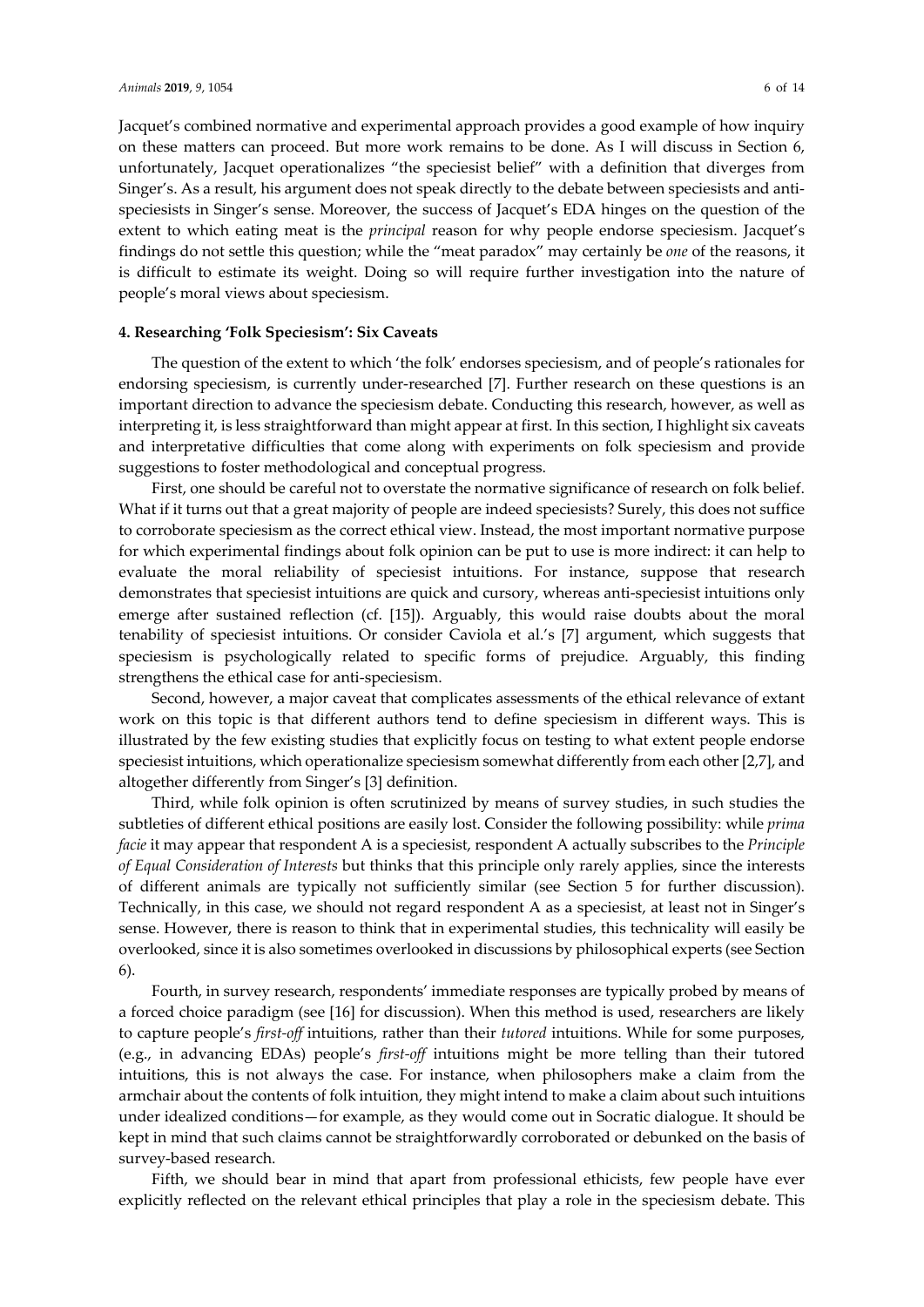Jacquet's combined normative and experimental approach provides a good example of how inquiry on these matters can proceed. But more work remains to be done. As I will discuss in Section 6, unfortunately, Jacquet operationalizes "the speciesist belief" with a definition that diverges from Singer's. As a result, his argument does not speak directly to the debate between speciesists and anti-speciesists in Singer's sense. Moreover, the success of Jacquet's EDA hinges on the question of the extent to which eating meat is the *principal* reason for why people endorse speciesism. Jacquet's findings do not settle this question; while the "meat paradox" may certainly be *one* of the reasons, it is difficult to estimate its weight. Doing so will require further investigation into the nature of people's moral views about speciesism.

## 4. Researching 'Folk Speciesism': Six Caveats

The question of the extent to which 'the folk' endorses speciesism, and of people's rationales for endorsing speciesism, is currently under-researched [7]. Further research on these questions is an important direction to advance the speciesism debate. Conducting this research, however, as well as interpreting it, is less straightforward than might appear at first. In this section, I highlight six caveats and interpretative difficulties that come along with experiments on folk speciesism and provide suggestions to foster methodological and conceptual progress.

First, one should be careful not to overstate the normative significance of research on folk belief. What if it turns out that a great majority of people are indeed speciesists? Surely, this does not suffice to corroborate speciesism as the correct ethical view. Instead, the most important normative purpose for which experimental findings about folk opinion can be put to use is more indirect: it can help to evaluate the moral reliability of speciesist intuitions. For instance, suppose that research demonstrates that speciesist intuitions are quick and cursory, whereas anti-speciesist intuitions only emerge after sustained reflection (cf. [15]). Arguably, this would raise doubts about the moral tenability of speciesist intuitions. Or consider Caviola et al.'s [7] argument, which suggests that speciesism is psychologically related to specific forms of prejudice. Arguably, this finding strengthens the ethical case for anti-speciesism.

Second, however, a major caveat that complicates assessments of the ethical relevance of extant work on this topic is that different authors tend to define speciesism in different ways. This is illustrated by the few existing studies that explicitly focus on testing to what extent people endorse speciesist intuitions, which operationalize speciesism somewhat differently from each other [2,7], and altogether differently from Singer's [3] definition.

Third, while folk opinion is often scrutinized by means of survey studies, in such studies the subtleties of different ethical positions are easily lost. Consider the following possibility: while *prima facie* it may appear that respondent A is a speciesist, respondent A actually subscribes to the *Principle of Equal Consideration of Interests* but thinks that this principle only rarely applies, since the interests of different animals are typically not sufficiently similar (see Section 5 for further discussion). Technically, in this case, we should not regard respondent A as a speciesist, at least not in Singer's sense. However, there is reason to think that in experimental studies, this technicality will easily be overlooked, since it is also sometimes overlooked in discussions by philosophical experts (see Section 6).

Fourth, in survey research, respondents' immediate responses are typically probed by means of a forced choice paradigm (see [16] for discussion). When this method is used, researchers are likely to capture people's *first-off* intuitions, rather than their *tutored* intuitions. While for some purposes, (e.g., in advancing EDAs) people's *first-off* intuitions might be more telling than their tutored intuitions, this is not always the case. For instance, when philosophers make a claim from the armchair about the contents of folk intuition, they might intend to make a claim about such intuitions under idealized conditions—for example, as they would come out in Socratic dialogue. It should be kept in mind that such claims cannot be straightforwardly corroborated or debunked on the basis of survey-based research.

Fifth, we should bear in mind that apart from professional ethicists, few people have ever explicitly reflected on the relevant ethical principles that play a role in the speciesism debate. This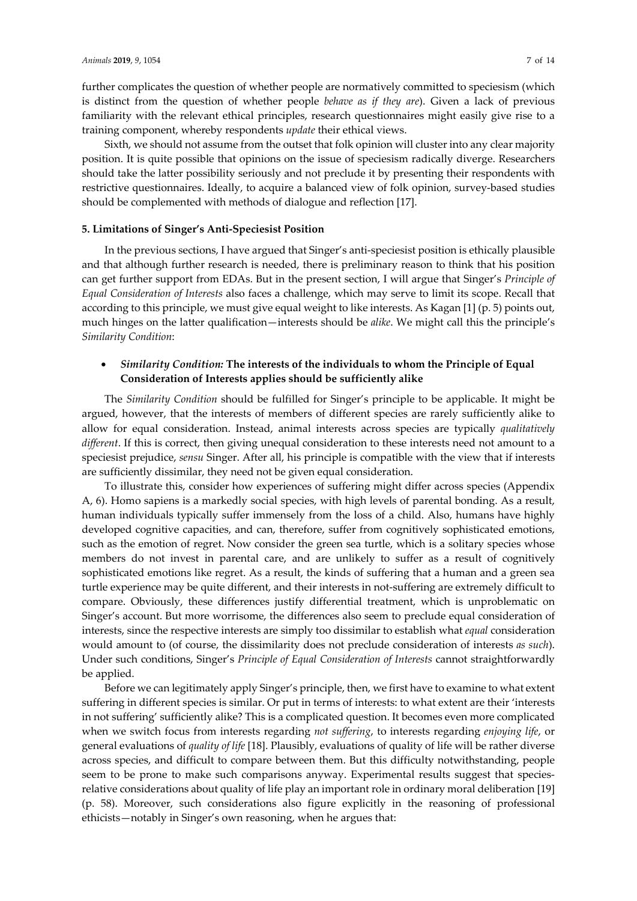further complicates the question of whether people are normatively committed to speciesism (which is distinct from the question of whether people *behave as if they are*). Given a lack of previous familiarity with the relevant ethical principles, research questionnaires might easily give rise to a training component, whereby respondents *update* their ethical views.

Sixth, we should not assume from the outset that folk opinion will cluster into any clear majority position. It is quite possible that opinions on the issue of speciesism radically diverge. Researchers should take the latter possibility seriously and not preclude it by presenting their respondents with restrictive questionnaires. Ideally, to acquire a balanced view of folk opinion, survey-based studies should be complemented with methods of dialogue and reflection [17].

## 5. Limitations of Singer's Anti-Speciesist Position

In the previous sections, I have argued that Singer's anti-speciesist position is ethically plausible and that although further research is needed, there is preliminary reason to think that his position can get further support from EDAs. But in the present section, I will argue that Singer's *Principle of Equal Consideration of Interests* also faces a challenge, which may serve to limit its scope. Recall that according to this principle, we must give equal weight to like interests. As Kagan [1] (p. 5) points out, much hinges on the latter qualification—interests should be *alike*. We might call this the principle's *Similarity Condition*:

- ***Similarity Condition:* The interests of the individuals to whom the Principle of Equal Consideration of Interests applies should be sufficiently alike**

The *Similarity Condition* should be fulfilled for Singer's principle to be applicable. It might be argued, however, that the interests of members of different species are rarely sufficiently alike to allow for equal consideration. Instead, animal interests across species are typically *qualitatively different*. If this is correct, then giving unequal consideration to these interests need not amount to a speciesist prejudice, *sensu* Singer. After all, his principle is compatible with the view that if interests are sufficiently dissimilar, they need not be given equal consideration.

To illustrate this, consider how experiences of suffering might differ across species (Appendix A, 6). Homo sapiens is a markedly social species, with high levels of parental bonding. As a result, human individuals typically suffer immensely from the loss of a child. Also, humans have highly developed cognitive capacities, and can, therefore, suffer from cognitively sophisticated emotions, such as the emotion of regret. Now consider the green sea turtle, which is a solitary species whose members do not invest in parental care, and are unlikely to suffer as a result of cognitively sophisticated emotions like regret. As a result, the kinds of suffering that a human and a green sea turtle experience may be quite different, and their interests in not-suffering are extremely difficult to compare. Obviously, these differences justify differential treatment, which is unproblematic on Singer's account. But more worrisome, the differences also seem to preclude equal consideration of interests, since the respective interests are simply too dissimilar to establish what *equal* consideration would amount to (of course, the dissimilarity does not preclude consideration of interests *as such*). Under such conditions, Singer's *Principle of Equal Consideration of Interests* cannot straightforwardly be applied.

Before we can legitimately apply Singer's principle, then, we first have to examine to what extent suffering in different species is similar. Or put in terms of interests: to what extent are their 'interests in not suffering' sufficiently alike? This is a complicated question. It becomes even more complicated when we switch focus from interests regarding *not suffering*, to interests regarding *enjoying life*, or general evaluations of *quality of life* [18]. Plausibly, evaluations of quality of life will be rather diverse across species, and difficult to compare between them. But this difficulty notwithstanding, people seem to be prone to make such comparisons anyway. Experimental results suggest that species-relative considerations about quality of life play an important role in ordinary moral deliberation [19] (p. 58). Moreover, such considerations also figure explicitly in the reasoning of professional ethicists—notably in Singer's own reasoning, when he argues that: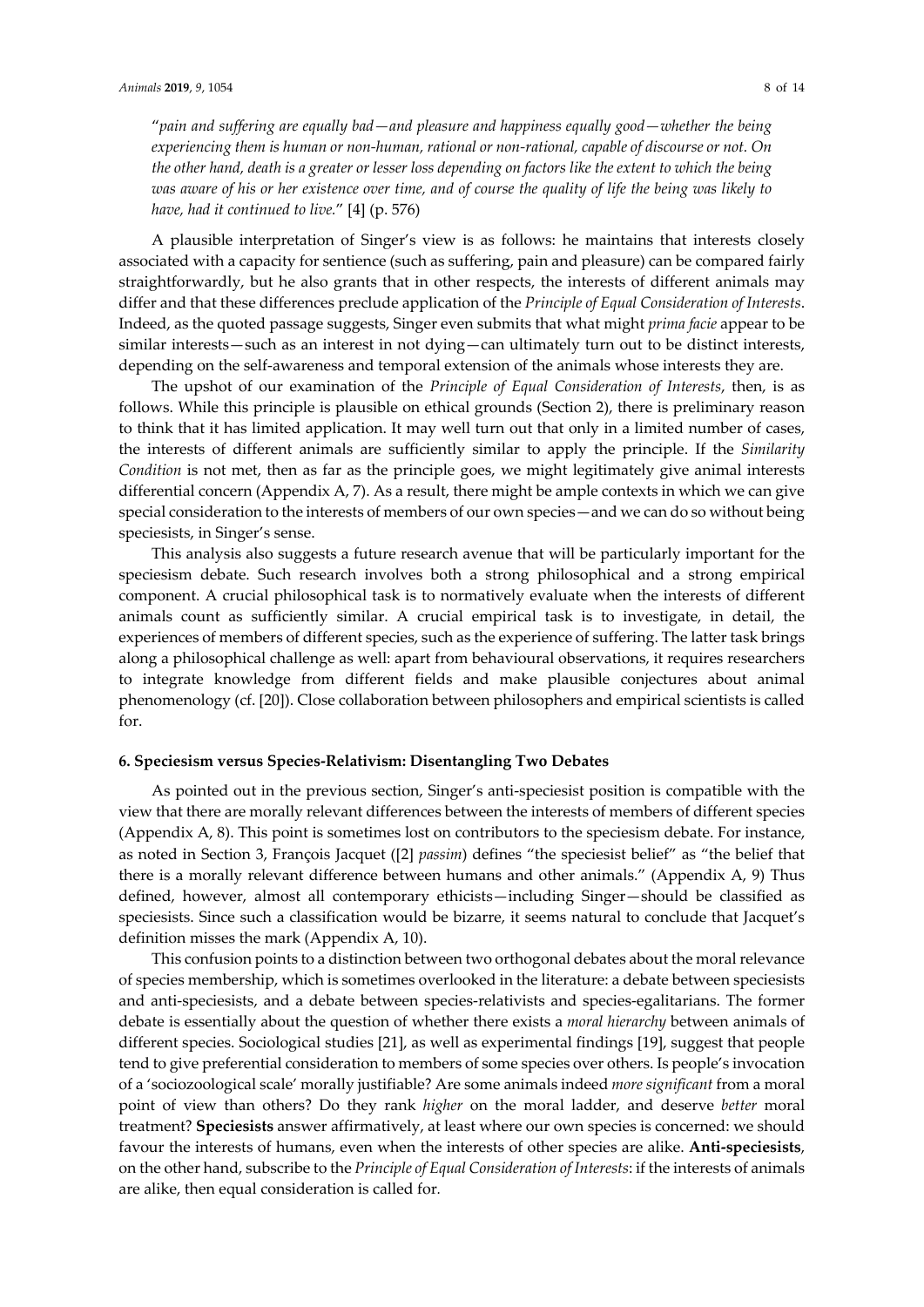"*pain and suffering are equally bad—and pleasure and happiness equally good—whether the being experiencing them is human or non-human, rational or non-rational, capable of discourse or not. On the other hand, death is a greater or lesser loss depending on factors like the extent to which the being was aware of his or her existence over time, and of course the quality of life the being was likely to have, had it continued to live.*" [4] (p. 576)

A plausible interpretation of Singer's view is as follows: he maintains that interests closely associated with a capacity for sentience (such as suffering, pain and pleasure) can be compared fairly straightforwardly, but he also grants that in other respects, the interests of different animals may differ and that these differences preclude application of the *Principle of Equal Consideration of Interests*. Indeed, as the quoted passage suggests, Singer even submits that what might *prima facie* appear to be similar interests—such as an interest in not dying—can ultimately turn out to be distinct interests, depending on the self-awareness and temporal extension of the animals whose interests they are.

The upshot of our examination of the *Principle of Equal Consideration of Interests*, then, is as follows. While this principle is plausible on ethical grounds (Section 2), there is preliminary reason to think that it has limited application. It may well turn out that only in a limited number of cases, the interests of different animals are sufficiently similar to apply the principle. If the *Similarity Condition* is not met, then as far as the principle goes, we might legitimately give animal interests differential concern (Appendix A, 7). As a result, there might be ample contexts in which we can give special consideration to the interests of members of our own species—and we can do so without being speciesists, in Singer's sense.

This analysis also suggests a future research avenue that will be particularly important for the speciesism debate. Such research involves both a strong philosophical and a strong empirical component. A crucial philosophical task is to normatively evaluate when the interests of different animals count as sufficiently similar. A crucial empirical task is to investigate, in detail, the experiences of members of different species, such as the experience of suffering. The latter task brings along a philosophical challenge as well: apart from behavioural observations, it requires researchers to integrate knowledge from different fields and make plausible conjectures about animal phenomenology (cf. [20]). Close collaboration between philosophers and empirical scientists is called for.

## 6. Speciesism versus Species-Relativism: Disentangling Two Debates

As pointed out in the previous section, Singer's anti-speciesist position is compatible with the view that there are morally relevant differences between the interests of members of different species (Appendix A, 8). This point is sometimes lost on contributors to the speciesism debate. For instance, as noted in Section 3, François Jacquet ([2] *passim*) defines "the speciesist belief" as "the belief that there is a morally relevant difference between humans and other animals." (Appendix A, 9) Thus defined, however, almost all contemporary ethicists—including Singer—should be classified as speciesists. Since such a classification would be bizarre, it seems natural to conclude that Jacquet's definition misses the mark (Appendix A, 10).

This confusion points to a distinction between two orthogonal debates about the moral relevance of species membership, which is sometimes overlooked in the literature: a debate between speciesists and anti-speciesists, and a debate between species-relativists and species-egalitarians. The former debate is essentially about the question of whether there exists a *moral hierarchy* between animals of different species. Sociological studies [21], as well as experimental findings [19], suggest that people tend to give preferential consideration to members of some species over others. Is people's invocation of a 'sociozoological scale' morally justifiable? Are some animals indeed *more significant* from a moral point of view than others? Do they rank *higher* on the moral ladder, and deserve *better* moral treatment? **Speciesists** answer affirmatively, at least where our own species is concerned: we should favour the interests of humans, even when the interests of other species are alike. **Anti-speciesists**, on the other hand, subscribe to the *Principle of Equal Consideration of Interests*: if the interests of animals are alike, then equal consideration is called for.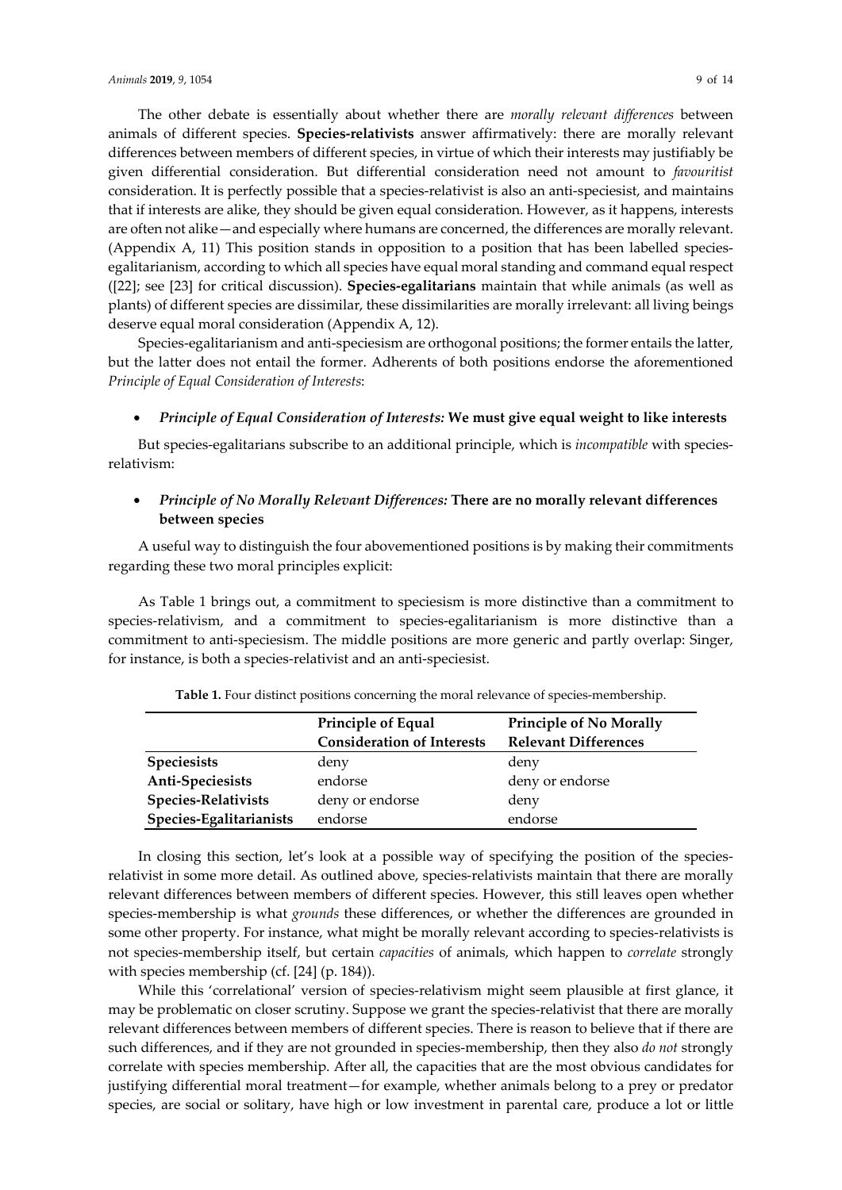The other debate is essentially about whether there are *morally relevant differences* between animals of different species. **Species-relativists** answer affirmatively: there are morally relevant differences between members of different species, in virtue of which their interests may justifiably be given differential consideration. But differential consideration need not amount to *favouritist* consideration. It is perfectly possible that a species-relativist is also an anti-speciesist, and maintains that if interests are alike, they should be given equal consideration. However, as it happens, interests are often not alike—and especially where humans are concerned, the differences are morally relevant. (Appendix A, 11) This position stands in opposition to a position that has been labelled species-egalitarianism, according to which all species have equal moral standing and command equal respect ([22]; see [23] for critical discussion). **Species-egalitarians** maintain that while animals (as well as plants) of different species are dissimilar, these dissimilarities are morally irrelevant: all living beings deserve equal moral consideration (Appendix A, 12).

Species-egalitarianism and anti-speciesism are orthogonal positions; the former entails the latter, but the latter does not entail the former. Adherents of both positions endorse the aforementioned *Principle of Equal Consideration of Interests*:

- ***Principle of Equal Consideration of Interests:*** **We must give equal weight to like interests**

But species-egalitarians subscribe to an additional principle, which is *incompatible* with species-relativism:

- ***Principle of No Morally Relevant Differences:*** **There are no morally relevant differences between species**

A useful way to distinguish the four abovementioned positions is by making their commitments regarding these two moral principles explicit:

As Table 1 brings out, a commitment to speciesism is more distinctive than a commitment to species-relativism, and a commitment to species-egalitarianism is more distinctive than a commitment to anti-speciesism. The middle positions are more generic and partly overlap: Singer, for instance, is both a species-relativist and an anti-speciesist.

**Table 1.** Four distinct positions concerning the moral relevance of species-membership.

| | Principle of Equal Consideration of Interests | Principle of No Morally Relevant Differences |
|---|---|---|
| **Speciesists** | deny | deny |
| **Anti-Speciesists** | endorse | deny or endorse |
| **Species-Relativists** | deny or endorse | deny |
| **Species-Egalitarianists** | endorse | endorse |

In closing this section, let's look at a possible way of specifying the position of the species-relativist in some more detail. As outlined above, species-relativists maintain that there are morally relevant differences between members of different species. However, this still leaves open whether species-membership is what *grounds* these differences, or whether the differences are grounded in some other property. For instance, what might be morally relevant according to species-relativists is not species-membership itself, but certain *capacities* of animals, which happen to *correlate* strongly with species membership (cf. [24] (p. 184)).

While this 'correlational' version of species-relativism might seem plausible at first glance, it may be problematic on closer scrutiny. Suppose we grant the species-relativist that there are morally relevant differences between members of different species. There is reason to believe that if there are such differences, and if they are not grounded in species-membership, then they also *do not* strongly correlate with species membership. After all, the capacities that are the most obvious candidates for justifying differential moral treatment—for example, whether animals belong to a prey or predator species, are social or solitary, have high or low investment in parental care, produce a lot or little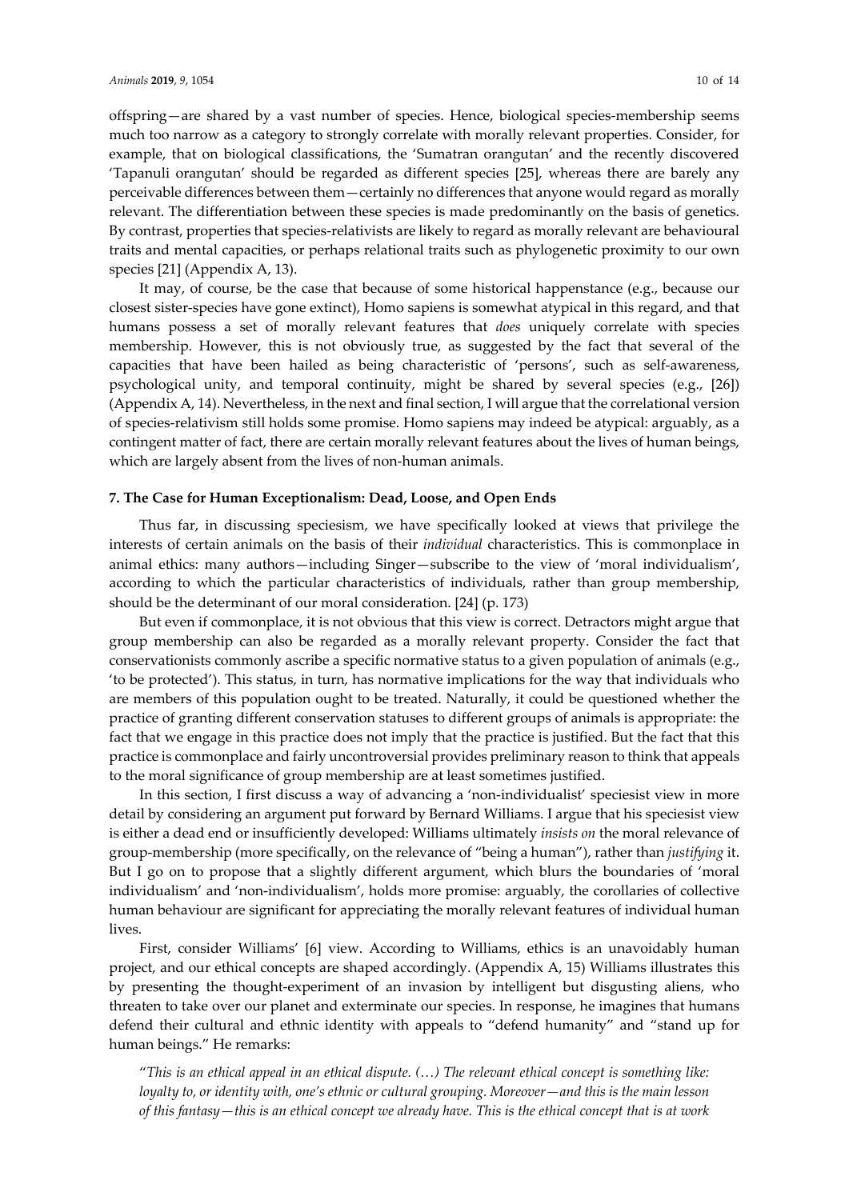offspring—are shared by a vast number of species. Hence, biological species-membership seems much too narrow as a category to strongly correlate with morally relevant properties. Consider, for example, that on biological classifications, the 'Sumatran orangutan' and the recently discovered 'Tapanuli orangutan' should be regarded as different species [25], whereas there are barely any perceivable differences between them—certainly no differences that anyone would regard as morally relevant. The differentiation between these species is made predominantly on the basis of genetics. By contrast, properties that species-relativists are likely to regard as morally relevant are behavioural traits and mental capacities, or perhaps relational traits such as phylogenetic proximity to our own species [21] (Appendix A, 13).

It may, of course, be the case that because of some historical happenstance (e.g., because our closest sister-species have gone extinct), Homo sapiens is somewhat atypical in this regard, and that humans possess a set of morally relevant features that *does* uniquely correlate with species membership. However, this is not obviously true, as suggested by the fact that several of the capacities that have been hailed as being characteristic of 'persons', such as self-awareness, psychological unity, and temporal continuity, might be shared by several species (e.g., [26]) (Appendix A, 14). Nevertheless, in the next and final section, I will argue that the correlational version of species-relativism still holds some promise. Homo sapiens may indeed be atypical: arguably, as a contingent matter of fact, there are certain morally relevant features about the lives of human beings, which are largely absent from the lives of non-human animals.

## 7. The Case for Human Exceptionalism: Dead, Loose, and Open Ends

Thus far, in discussing speciesism, we have specifically looked at views that privilege the interests of certain animals on the basis of their *individual* characteristics. This is commonplace in animal ethics: many authors—including Singer—subscribe to the view of 'moral individualism', according to which the particular characteristics of individuals, rather than group membership, should be the determinant of our moral consideration. [24] (p. 173)

But even if commonplace, it is not obvious that this view is correct. Detractors might argue that group membership can also be regarded as a morally relevant property. Consider the fact that conservationists commonly ascribe a specific normative status to a given population of animals (e.g., 'to be protected'). This status, in turn, has normative implications for the way that individuals who are members of this population ought to be treated. Naturally, it could be questioned whether the practice of granting different conservation statuses to different groups of animals is appropriate: the fact that we engage in this practice does not imply that the practice is justified. But the fact that this practice is commonplace and fairly uncontroversial provides preliminary reason to think that appeals to the moral significance of group membership are at least sometimes justified.

In this section, I first discuss a way of advancing a 'non-individualist' speciesist view in more detail by considering an argument put forward by Bernard Williams. I argue that his speciesist view is either a dead end or insufficiently developed: Williams ultimately *insists on* the moral relevance of group-membership (more specifically, on the relevance of "being a human"), rather than *justifying* it. But I go on to propose that a slightly different argument, which blurs the boundaries of 'moral individualism' and 'non-individualism', holds more promise: arguably, the corollaries of collective human behaviour are significant for appreciating the morally relevant features of individual human lives.

First, consider Williams' [6] view. According to Williams, ethics is an unavoidably human project, and our ethical concepts are shaped accordingly. (Appendix A, 15) Williams illustrates this by presenting the thought-experiment of an invasion by intelligent but disgusting aliens, who threaten to take over our planet and exterminate our species. In response, he imagines that humans defend their cultural and ethnic identity with appeals to "defend humanity" and "stand up for human beings." He remarks:

"*This is an ethical appeal in an ethical dispute. (…) The relevant ethical concept is something like: loyalty to, or identity with, one's ethnic or cultural grouping. Moreover—and this is the main lesson of this fantasy—this is an ethical concept we already have. This is the ethical concept that is at work*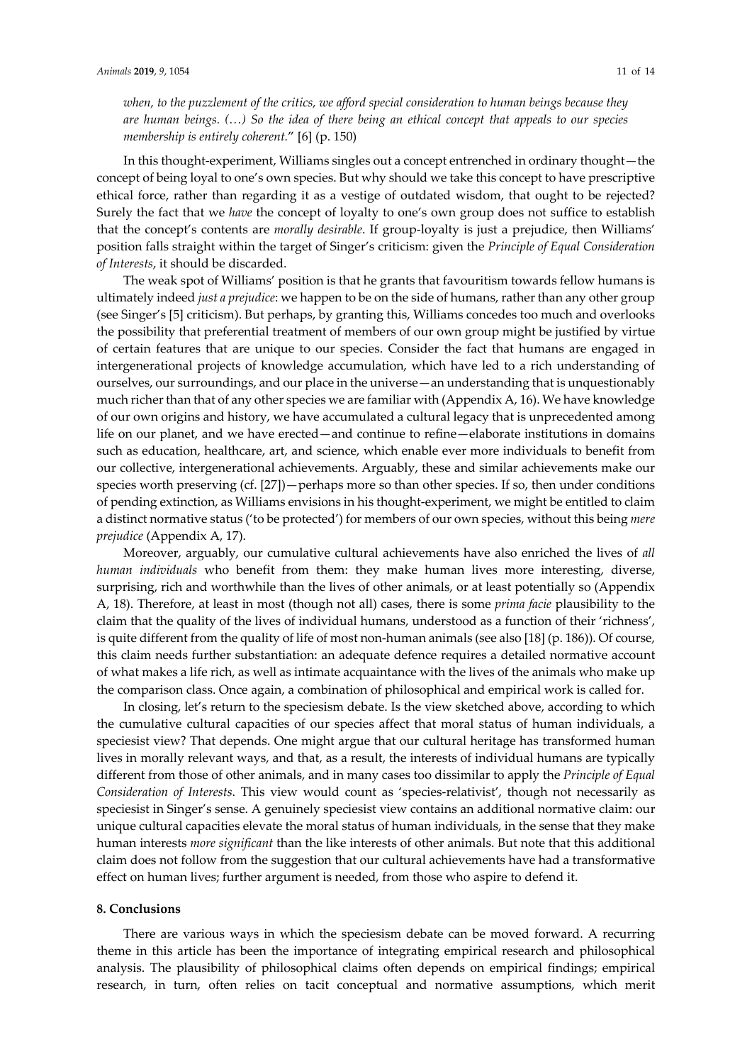*when, to the puzzlement of the critics, we afford special consideration to human beings because they are human beings. (…) So the idea of there being an ethical concept that appeals to our species membership is entirely coherent.*" [6] (p. 150)

In this thought-experiment, Williams singles out a concept entrenched in ordinary thought—the concept of being loyal to one's own species. But why should we take this concept to have prescriptive ethical force, rather than regarding it as a vestige of outdated wisdom, that ought to be rejected? Surely the fact that we *have* the concept of loyalty to one's own group does not suffice to establish that the concept's contents are *morally desirable*. If group-loyalty is just a prejudice, then Williams' position falls straight within the target of Singer's criticism: given the *Principle of Equal Consideration of Interests*, it should be discarded.

The weak spot of Williams' position is that he grants that favouritism towards fellow humans is ultimately indeed *just a prejudice*: we happen to be on the side of humans, rather than any other group (see Singer's [5] criticism). But perhaps, by granting this, Williams concedes too much and overlooks the possibility that preferential treatment of members of our own group might be justified by virtue of certain features that are unique to our species. Consider the fact that humans are engaged in intergenerational projects of knowledge accumulation, which have led to a rich understanding of ourselves, our surroundings, and our place in the universe—an understanding that is unquestionably much richer than that of any other species we are familiar with (Appendix A, 16). We have knowledge of our own origins and history, we have accumulated a cultural legacy that is unprecedented among life on our planet, and we have erected—and continue to refine—elaborate institutions in domains such as education, healthcare, art, and science, which enable ever more individuals to benefit from our collective, intergenerational achievements. Arguably, these and similar achievements make our species worth preserving (cf. [27])—perhaps more so than other species. If so, then under conditions of pending extinction, as Williams envisions in his thought-experiment, we might be entitled to claim a distinct normative status ('to be protected') for members of our own species, without this being *mere prejudice* (Appendix A, 17).

Moreover, arguably, our cumulative cultural achievements have also enriched the lives of *all human individuals* who benefit from them: they make human lives more interesting, diverse, surprising, rich and worthwhile than the lives of other animals, or at least potentially so (Appendix A, 18). Therefore, at least in most (though not all) cases, there is some *prima facie* plausibility to the claim that the quality of the lives of individual humans, understood as a function of their 'richness', is quite different from the quality of life of most non-human animals (see also [18] (p. 186)). Of course, this claim needs further substantiation: an adequate defence requires a detailed normative account of what makes a life rich, as well as intimate acquaintance with the lives of the animals who make up the comparison class. Once again, a combination of philosophical and empirical work is called for.

In closing, let's return to the speciesism debate. Is the view sketched above, according to which the cumulative cultural capacities of our species affect that moral status of human individuals, a speciesist view? That depends. One might argue that our cultural heritage has transformed human lives in morally relevant ways, and that, as a result, the interests of individual humans are typically different from those of other animals, and in many cases too dissimilar to apply the *Principle of Equal Consideration of Interests*. This view would count as 'species-relativist', though not necessarily as speciesist in Singer's sense. A genuinely speciesist view contains an additional normative claim: our unique cultural capacities elevate the moral status of human individuals, in the sense that they make human interests *more significant* than the like interests of other animals. But note that this additional claim does not follow from the suggestion that our cultural achievements have had a transformative effect on human lives; further argument is needed, from those who aspire to defend it.

## 8. Conclusions

There are various ways in which the speciesism debate can be moved forward. A recurring theme in this article has been the importance of integrating empirical research and philosophical analysis. The plausibility of philosophical claims often depends on empirical findings; empirical research, in turn, often relies on tacit conceptual and normative assumptions, which merit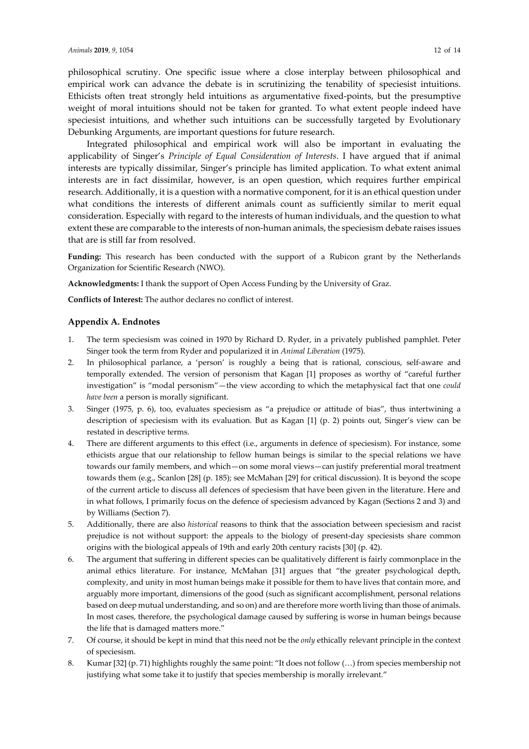philosophical scrutiny. One specific issue where a close interplay between philosophical and empirical work can advance the debate is in scrutinizing the tenability of speciesist intuitions. Ethicists often treat strongly held intuitions as argumentative fixed-points, but the presumptive weight of moral intuitions should not be taken for granted. To what extent people indeed have speciesist intuitions, and whether such intuitions can be successfully targeted by Evolutionary Debunking Arguments, are important questions for future research.

Integrated philosophical and empirical work will also be important in evaluating the applicability of Singer's *Principle of Equal Consideration of Interests*. I have argued that if animal interests are typically dissimilar, Singer's principle has limited application. To what extent animal interests are in fact dissimilar, however, is an open question, which requires further empirical research. Additionally, it is a question with a normative component, for it is an ethical question under what conditions the interests of different animals count as sufficiently similar to merit equal consideration. Especially with regard to the interests of human individuals, and the question to what extent these are comparable to the interests of non-human animals, the speciesism debate raises issues that are is still far from resolved.

**Funding:** This research has been conducted with the support of a Rubicon grant by the Netherlands Organization for Scientific Research (NWO).

**Acknowledgments:** I thank the support of Open Access Funding by the University of Graz.

**Conflicts of Interest:** The author declares no conflict of interest.

### Appendix A. Endnotes

1. The term speciesism was coined in 1970 by Richard D. Ryder, in a privately published pamphlet. Peter Singer took the term from Ryder and popularized it in *Animal Liberation* (1975).
2. In philosophical parlance, a 'person' is roughly a being that is rational, conscious, self-aware and temporally extended. The version of personism that Kagan [1] proposes as worthy of "careful further investigation" is "modal personism"—the view according to which the metaphysical fact that one *could have been* a person is morally significant.
3. Singer (1975, p. 6), too, evaluates speciesism as "a prejudice or attitude of bias", thus intertwining a description of speciesism with its evaluation. But as Kagan [1] (p. 2) points out, Singer's view can be restated in descriptive terms.
4. There are different arguments to this effect (i.e., arguments in defence of speciesism). For instance, some ethicists argue that our relationship to fellow human beings is similar to the special relations we have towards our family members, and which—on some moral views—can justify preferential moral treatment towards them (e.g., Scanlon [28] (p. 185); see McMahan [29] for critical discussion). It is beyond the scope of the current article to discuss all defences of speciesism that have been given in the literature. Here and in what follows, I primarily focus on the defence of speciesism advanced by Kagan (Sections 2 and 3) and by Williams (Section 7).
5. Additionally, there are also *historical* reasons to think that the association between speciesism and racist prejudice is not without support: the appeals to the biology of present-day speciesists share common origins with the biological appeals of 19th and early 20th century racists [30] (p. 42).
6. The argument that suffering in different species can be qualitatively different is fairly commonplace in the animal ethics literature. For instance, McMahan [31] argues that "the greater psychological depth, complexity, and unity in most human beings make it possible for them to have lives that contain more, and arguably more important, dimensions of the good (such as significant accomplishment, personal relations based on deep mutual understanding, and so on) and are therefore more worth living than those of animals. In most cases, therefore, the psychological damage caused by suffering is worse in human beings because the life that is damaged matters more."
7. Of course, it should be kept in mind that this need not be the *only* ethically relevant principle in the context of speciesism.
8. Kumar [32] (p. 71) highlights roughly the same point: "It does not follow (…) from species membership not justifying what some take it to justify that species membership is morally irrelevant."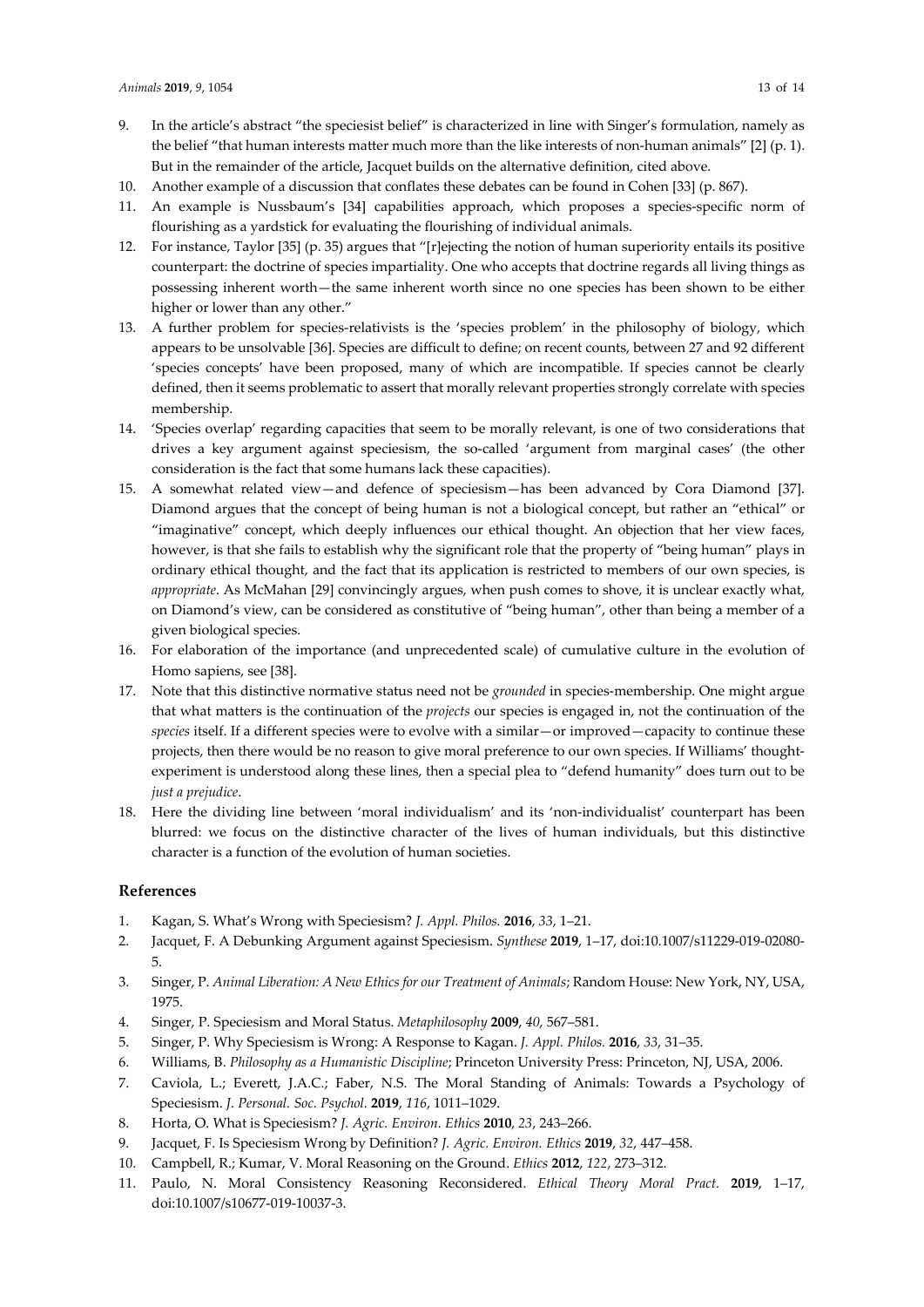9. In the article's abstract "the speciesist belief" is characterized in line with Singer's formulation, namely as the belief "that human interests matter much more than the like interests of non-human animals" [2] (p. 1). But in the remainder of the article, Jacquet builds on the alternative definition, cited above.
10. Another example of a discussion that conflates these debates can be found in Cohen [33] (p. 867).
11. An example is Nussbaum's [34] capabilities approach, which proposes a species-specific norm of flourishing as a yardstick for evaluating the flourishing of individual animals.
12. For instance, Taylor [35] (p. 35) argues that "[r]ejecting the notion of human superiority entails its positive counterpart: the doctrine of species impartiality. One who accepts that doctrine regards all living things as possessing inherent worth—the same inherent worth since no one species has been shown to be either higher or lower than any other."
13. A further problem for species-relativists is the 'species problem' in the philosophy of biology, which appears to be unsolvable [36]. Species are difficult to define; on recent counts, between 27 and 92 different 'species concepts' have been proposed, many of which are incompatible. If species cannot be clearly defined, then it seems problematic to assert that morally relevant properties strongly correlate with species membership.
14. 'Species overlap' regarding capacities that seem to be morally relevant, is one of two considerations that drives a key argument against speciesism, the so-called 'argument from marginal cases' (the other consideration is the fact that some humans lack these capacities).
15. A somewhat related view—and defence of speciesism—has been advanced by Cora Diamond [37]. Diamond argues that the concept of being human is not a biological concept, but rather an "ethical" or "imaginative" concept, which deeply influences our ethical thought. An objection that her view faces, however, is that she fails to establish why the significant role that the property of "being human" plays in ordinary ethical thought, and the fact that its application is restricted to members of our own species, is *appropriate*. As McMahan [29] convincingly argues, when push comes to shove, it is unclear exactly what, on Diamond's view, can be considered as constitutive of "being human", other than being a member of a given biological species.
16. For elaboration of the importance (and unprecedented scale) of cumulative culture in the evolution of Homo sapiens, see [38].
17. Note that this distinctive normative status need not be *grounded* in species-membership. One might argue that what matters is the continuation of the *projects* our species is engaged in, not the continuation of the *species* itself. If a different species were to evolve with a similar—or improved—capacity to continue these projects, then there would be no reason to give moral preference to our own species. If Williams' thought-experiment is understood along these lines, then a special plea to "defend humanity" does turn out to be *just a prejudice*.
18. Here the dividing line between 'moral individualism' and its 'non-individualist' counterpart has been blurred: we focus on the distinctive character of the lives of human individuals, but this distinctive character is a function of the evolution of human societies.

## References

1. Kagan, S. What's Wrong with Speciesism? *J. Appl. Philos.* **2016**, *33*, 1–21.
2. Jacquet, F. A Debunking Argument against Speciesism. *Synthese* **2019**, 1–17, doi:10.1007/s11229-019-02080-5.
3. Singer, P. *Animal Liberation: A New Ethics for our Treatment of Animals*; Random House: New York, NY, USA, 1975.
4. Singer, P. Speciesism and Moral Status. *Metaphilosophy* **2009**, *40*, 567–581.
5. Singer, P. Why Speciesism is Wrong: A Response to Kagan. *J. Appl. Philos.* **2016**, *33*, 31–35.
6. Williams, B. *Philosophy as a Humanistic Discipline*; Princeton University Press: Princeton, NJ, USA, 2006.
7. Caviola, L.; Everett, J.A.C.; Faber, N.S. The Moral Standing of Animals: Towards a Psychology of Speciesism. *J. Personal. Soc. Psychol.* **2019**, *116*, 1011–1029.
8. Horta, O. What is Speciesism? *J. Agric. Environ. Ethics* **2010**, *23*, 243–266.
9. Jacquet, F. Is Speciesism Wrong by Definition? *J. Agric. Environ. Ethics* **2019**, *32*, 447–458.
10. Campbell, R.; Kumar, V. Moral Reasoning on the Ground. *Ethics* **2012**, *122*, 273–312.
11. Paulo, N. Moral Consistency Reasoning Reconsidered. *Ethical Theory Moral Pract.* **2019**, 1–17, doi:10.1007/s10677-019-10037-3.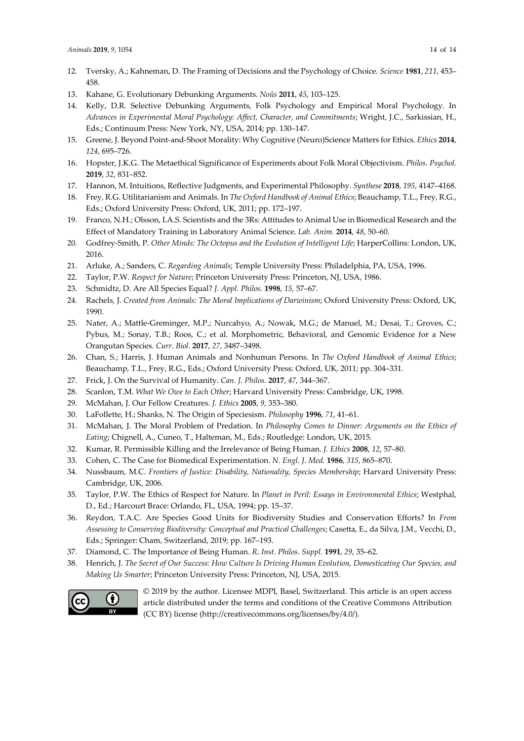12. Tversky, A.; Kahneman, D. The Framing of Decisions and the Psychology of Choice. *Science* **1981**, *211*, 453–458.
13. Kahane, G. Evolutionary Debunking Arguments. *Noûs* **2011**, *45*, 103–125.
14. Kelly, D.R. Selective Debunking Arguments, Folk Psychology and Empirical Moral Psychology. In *Advances in Experimental Moral Psychology: Affect, Character, and Commitments*; Wright, J.C., Sarkissian, H., Eds.; Continuum Press: New York, NY, USA, 2014; pp. 130–147.
15. Greene, J. Beyond Point-and-Shoot Morality: Why Cognitive (Neuro)Science Matters for Ethics. *Ethics* **2014**, *124*, 695–726.
16. Hopster, J.K.G. The Metaethical Significance of Experiments about Folk Moral Objectivism. *Philos. Psychol.* **2019**, *32*, 831–852.
17. Hannon, M. Intuitions, Reflective Judgments, and Experimental Philosophy. *Synthese* **2018**, *195*, 4147–4168.
18. Frey, R.G. Utilitarianism and Animals. In *The Oxford Handbook of Animal Ethics*; Beauchamp, T.L., Frey, R.G., Eds.; Oxford University Press: Oxford, UK, 2011; pp. 172–197.
19. Franco, N.H.; Olsson, I.A.S. Scientists and the 3Rs: Attitudes to Animal Use in Biomedical Research and the Effect of Mandatory Training in Laboratory Animal Science. *Lab. Anim.* **2014**, *48*, 50–60.
20. Godfrey-Smith, P. *Other Minds: The Octopus and the Evolution of Intelligent Life*; HarperCollins: London, UK, 2016.
21. Arluke, A.; Sanders, C. *Regarding Animals*; Temple University Press: Philadelphia, PA, USA, 1996.
22. Taylor, P.W. *Respect for Nature*; Princeton University Press: Princeton, NJ, USA, 1986.
23. Schmidtz, D. Are All Species Equal? *J. Appl. Philos.* **1998**, *15*, 57–67.
24. Rachels, J. *Created from Animals: The Moral Implications of Darwinism*; Oxford University Press: Oxford, UK, 1990.
25. Nater, A.; Mattle-Greminger, M.P.; Nurcahyo, A.; Nowak, M.G.; de Manuel, M.; Desai, T.; Groves, C.; Pybus, M.; Sonay, T.B.; Roos, C.; et al. Morphometric, Behavioral, and Genomic Evidence for a New Orangutan Species. *Curr. Biol.* **2017**, *27*, 3487–3498.
26. Chan, S.; Harris, J. Human Animals and Nonhuman Persons. In *The Oxford Handbook of Animal Ethics*; Beauchamp, T.L., Frey, R.G., Eds.; Oxford University Press: Oxford, UK, 2011; pp. 304–331.
27. Frick, J. On the Survival of Humanity. *Can. J. Philos.* **2017**, *47*, 344–367.
28. Scanlon, T.M. *What We Owe to Each Other*; Harvard University Press: Cambridge, UK, 1998.
29. McMahan, J. Our Fellow Creatures. *J. Ethics* **2005**, *9*, 353–380.
30. LaFollette, H.; Shanks, N. The Origin of Speciesism. *Philosophy* **1996**, *71*, 41–61.
31. McMahan, J. The Moral Problem of Predation. In *Philosophy Comes to Dinner: Arguments on the Ethics of Eating*; Chignell, A., Cuneo, T., Halteman, M., Eds.; Routledge: London, UK, 2015.
32. Kumar, R. Permissible Killing and the Irrelevance of Being Human. *J. Ethics* **2008**, *12*, 57–80.
33. Cohen, C. The Case for Biomedical Experimentation. *N. Engl. J. Med.* **1986**, *315*, 865–870.
34. Nussbaum, M.C. *Frontiers of Justice: Disability, Nationality, Species Membership*; Harvard University Press: Cambridge, UK, 2006.
35. Taylor, P.W. The Ethics of Respect for Nature. In *Planet in Peril: Essays in Environmental Ethics*; Westphal, D., Ed.; Harcourt Brace: Orlando, FL, USA, 1994; pp. 15–37.
36. Reydon, T.A.C. Are Species Good Units for Biodiversity Studies and Conservation Efforts? In *From Assessing to Conserving Biodiversity: Conceptual and Practical Challenges*; Casetta, E., da Silva, J.M., Vecchi, D., Eds.; Springer: Cham, Switzerland, 2019; pp. 167–193.
37. Diamond, C. The Importance of Being Human. *R. Inst. Philos. Suppl.* **1991**, *29*, 35–62.
38. Henrich, J. *The Secret of Our Success: How Culture Is Driving Human Evolution, Domesticating Our Species, and Making Us Smarter*; Princeton University Press: Princeton, NJ, USA, 2015.

© 2019 by the author. Licensee MDPI, Basel, Switzerland. This article is an open access article distributed under the terms and conditions of the Creative Commons Attribution (CC BY) license (http://creativecommons.org/licenses/by/4.0/).